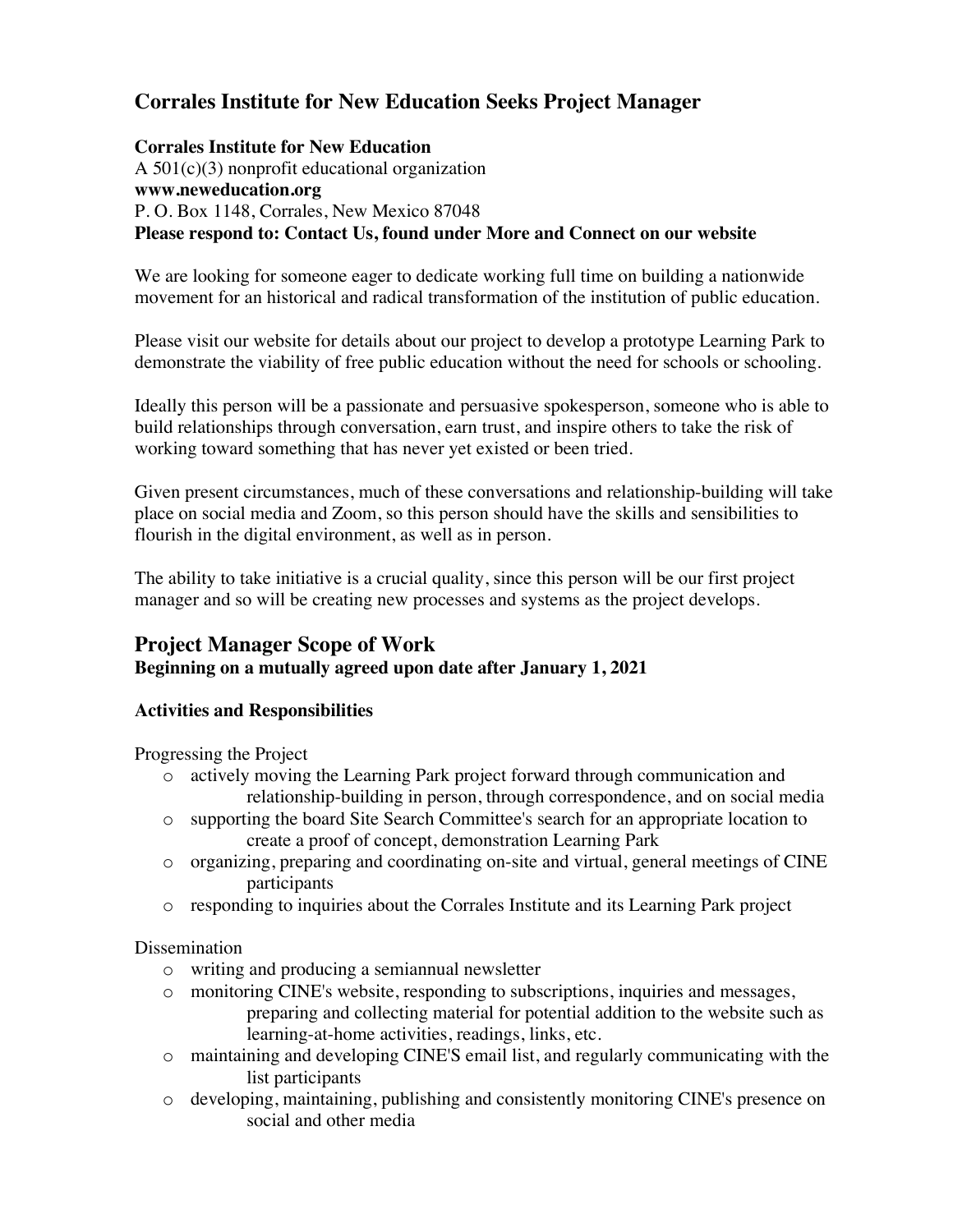# Corrales Institute for New Education Seeks Project Manager

**Corrales Institute for New Education**
A 501(c)(3) nonprofit educational organization
**www.neweducation.org**
P. O. Box 1148, Corrales, New Mexico 87048
**Please respond to: Contact Us, found under More and Connect on our website**

We are looking for someone eager to dedicate working full time on building a nationwide movement for an historical and radical transformation of the institution of public education.

Please visit our website for details about our project to develop a prototype Learning Park to demonstrate the viability of free public education without the need for schools or schooling.

Ideally this person will be a passionate and persuasive spokesperson, someone who is able to build relationships through conversation, earn trust, and inspire others to take the risk of working toward something that has never yet existed or been tried.

Given present circumstances, much of these conversations and relationship-building will take place on social media and Zoom, so this person should have the skills and sensibilities to flourish in the digital environment, as well as in person.

The ability to take initiative is a crucial quality, since this person will be our first project manager and so will be creating new processes and systems as the project develops.

## Project Manager Scope of Work

**Beginning on a mutually agreed upon date after January 1, 2021**

### Activities and Responsibilities

Progressing the Project

- actively moving the Learning Park project forward through communication and relationship-building in person, through correspondence, and on social media
- supporting the board Site Search Committee's search for an appropriate location to create a proof of concept, demonstration Learning Park
- organizing, preparing and coordinating on-site and virtual, general meetings of CINE participants
- responding to inquiries about the Corrales Institute and its Learning Park project

Dissemination

- writing and producing a semiannual newsletter
- monitoring CINE's website, responding to subscriptions, inquiries and messages, preparing and collecting material for potential addition to the website such as learning-at-home activities, readings, links, etc.
- maintaining and developing CINE'S email list, and regularly communicating with the list participants
- developing, maintaining, publishing and consistently monitoring CINE's presence on social and other media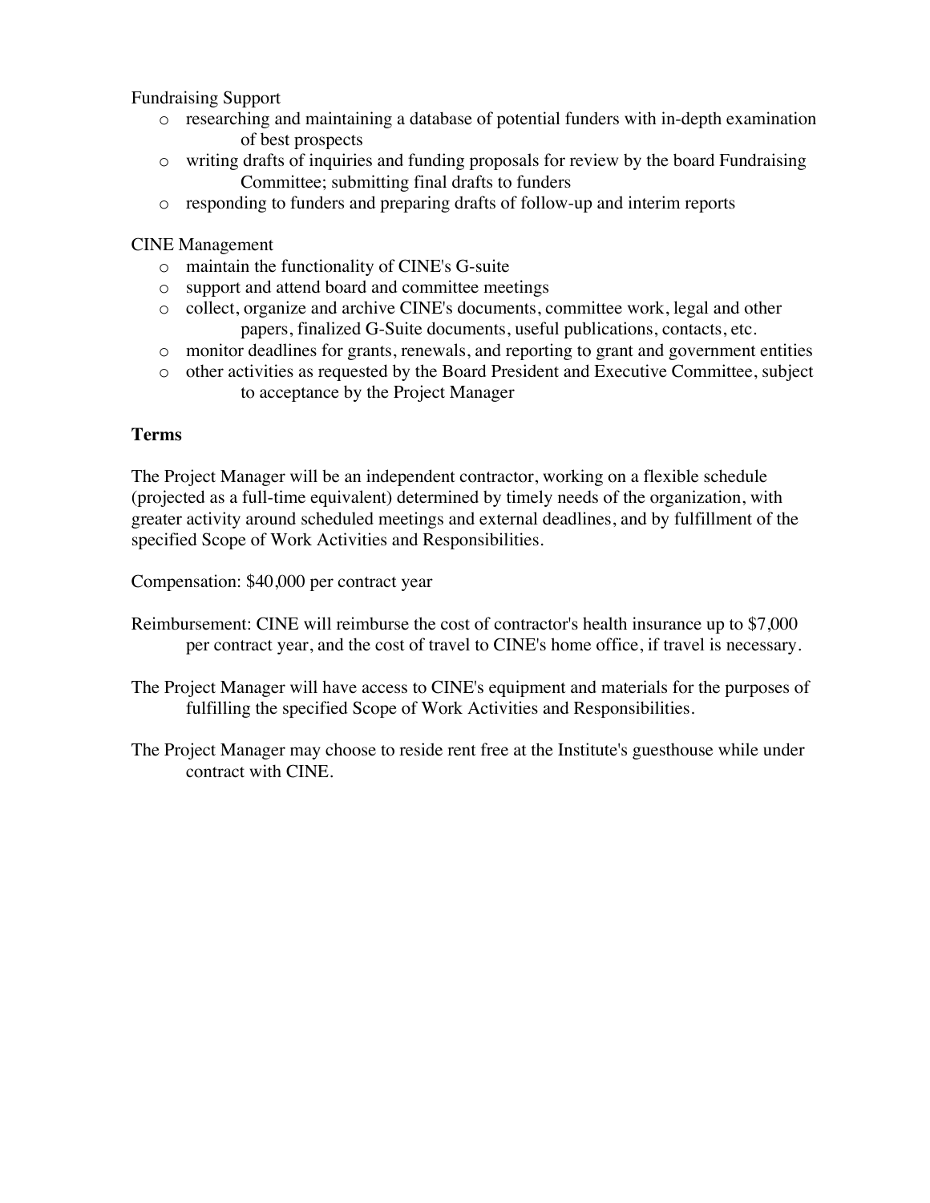Fundraising Support

- researching and maintaining a database of potential funders with in-depth examination of best prospects
- writing drafts of inquiries and funding proposals for review by the board Fundraising Committee; submitting final drafts to funders
- responding to funders and preparing drafts of follow-up and interim reports

CINE Management

- maintain the functionality of CINE's G-suite
- support and attend board and committee meetings
- collect, organize and archive CINE's documents, committee work, legal and other papers, finalized G-Suite documents, useful publications, contacts, etc.
- monitor deadlines for grants, renewals, and reporting to grant and government entities
- other activities as requested by the Board President and Executive Committee, subject to acceptance by the Project Manager

**Terms**

The Project Manager will be an independent contractor, working on a flexible schedule (projected as a full-time equivalent) determined by timely needs of the organization, with greater activity around scheduled meetings and external deadlines, and by fulfillment of the specified Scope of Work Activities and Responsibilities.

Compensation: $40,000 per contract year

Reimbursement: CINE will reimburse the cost of contractor's health insurance up to $7,000 per contract year, and the cost of travel to CINE's home office, if travel is necessary.

The Project Manager will have access to CINE's equipment and materials for the purposes of fulfilling the specified Scope of Work Activities and Responsibilities.

The Project Manager may choose to reside rent free at the Institute's guesthouse while under contract with CINE.